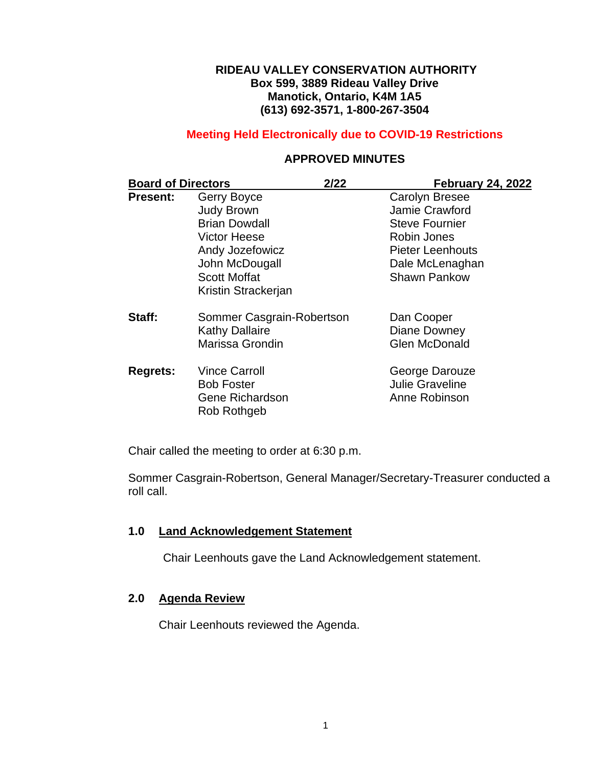**RIDEAU VALLEY CONSERVATION AUTHORITY**
**Box 599, 3889 Rideau Valley Drive**
**Manotick, Ontario, K4M 1A5**
**(613) 692-3571, 1-800-267-3504**

**Meeting Held Electronically due to COVID-19 Restrictions**

**APPROVED MINUTES**

| **Board of Directors** | **2/22** | **February 24, 2022** |
|---|---|---|
| **Present:** | Gerry Boyce | Carolyn Bresee |
| | Judy Brown | Jamie Crawford |
| | Brian Dowdall | Steve Fournier |
| | Victor Heese | Robin Jones |
| | Andy Jozefowicz | Pieter Leenhouts |
| | John McDougall | Dale McLenaghan |
| | Scott Moffat | Shawn Pankow |
| | Kristin Strackerjan | |
| **Staff:** | Sommer Casgrain-Robertson | Dan Cooper |
| | Kathy Dallaire | Diane Downey |
| | Marissa Grondin | Glen McDonald |
| **Regrets:** | Vince Carroll | George Darouze |
| | Bob Foster | Julie Graveline |
| | Gene Richardson | Anne Robinson |
| | Rob Rothgeb | |

Chair called the meeting to order at 6:30 p.m.

Sommer Casgrain-Robertson, General Manager/Secretary-Treasurer conducted a roll call.

## 1.0 Land Acknowledgement Statement

Chair Leenhouts gave the Land Acknowledgement statement.

## 2.0 Agenda Review

Chair Leenhouts reviewed the Agenda.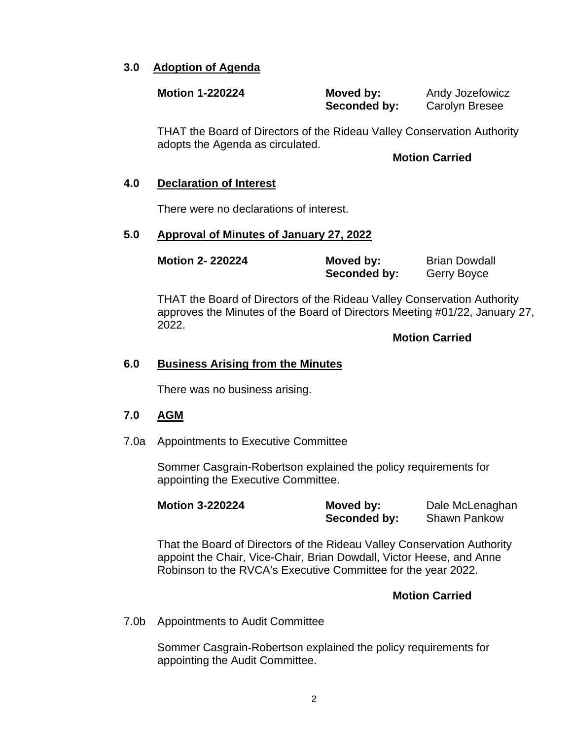## 3.0 Adoption of Agenda

**Motion 1-220224** **Moved by:** Andy Jozefowicz
**Seconded by:** Carolyn Bresee

THAT the Board of Directors of the Rideau Valley Conservation Authority adopts the Agenda as circulated.

**Motion Carried**

## 4.0 Declaration of Interest

There were no declarations of interest.

## 5.0 Approval of Minutes of January 27, 2022

**Motion 2- 220224** **Moved by:** Brian Dowdall
**Seconded by:** Gerry Boyce

THAT the Board of Directors of the Rideau Valley Conservation Authority approves the Minutes of the Board of Directors Meeting #01/22, January 27, 2022.

**Motion Carried**

## 6.0 Business Arising from the Minutes

There was no business arising.

## 7.0 AGM

7.0a Appointments to Executive Committee

Sommer Casgrain-Robertson explained the policy requirements for appointing the Executive Committee.

**Motion 3-220224** **Moved by:** Dale McLenaghan
**Seconded by:** Shawn Pankow

That the Board of Directors of the Rideau Valley Conservation Authority appoint the Chair, Vice-Chair, Brian Dowdall, Victor Heese, and Anne Robinson to the RVCA's Executive Committee for the year 2022.

**Motion Carried**

7.0b Appointments to Audit Committee

Sommer Casgrain-Robertson explained the policy requirements for appointing the Audit Committee.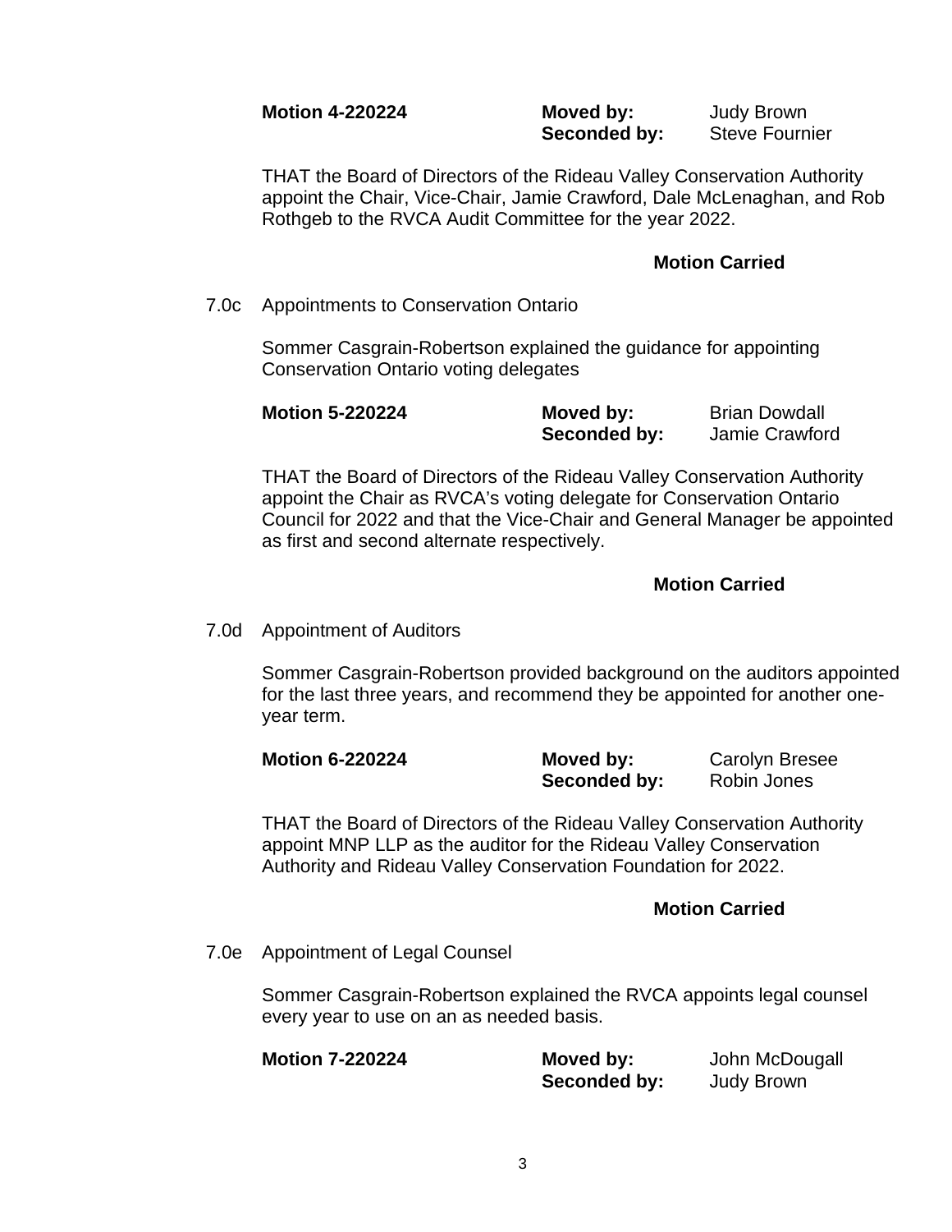**Motion 4-220224** **Moved by:** Judy Brown
**Seconded by:** Steve Fournier

THAT the Board of Directors of the Rideau Valley Conservation Authority appoint the Chair, Vice-Chair, Jamie Crawford, Dale McLenaghan, and Rob Rothgeb to the RVCA Audit Committee for the year 2022.

**Motion Carried**

7.0c Appointments to Conservation Ontario

Sommer Casgrain-Robertson explained the guidance for appointing Conservation Ontario voting delegates

**Motion 5-220224** **Moved by:** Brian Dowdall
**Seconded by:** Jamie Crawford

THAT the Board of Directors of the Rideau Valley Conservation Authority appoint the Chair as RVCA's voting delegate for Conservation Ontario Council for 2022 and that the Vice-Chair and General Manager be appointed as first and second alternate respectively.

**Motion Carried**

7.0d Appointment of Auditors

Sommer Casgrain-Robertson provided background on the auditors appointed for the last three years, and recommend they be appointed for another one-year term.

**Motion 6-220224** **Moved by:** Carolyn Bresee
**Seconded by:** Robin Jones

THAT the Board of Directors of the Rideau Valley Conservation Authority appoint MNP LLP as the auditor for the Rideau Valley Conservation Authority and Rideau Valley Conservation Foundation for 2022.

**Motion Carried**

7.0e Appointment of Legal Counsel

Sommer Casgrain-Robertson explained the RVCA appoints legal counsel every year to use on an as needed basis.

**Motion 7-220224** **Moved by:** John McDougall
**Seconded by:** Judy Brown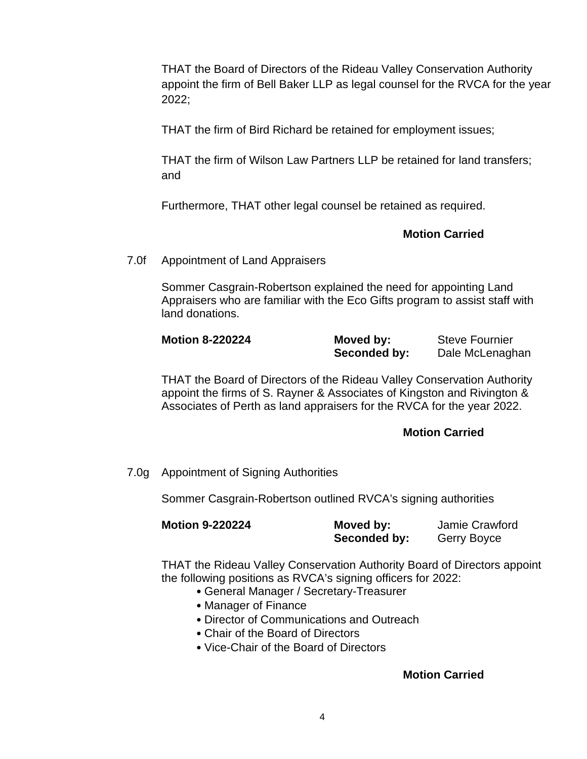THAT the Board of Directors of the Rideau Valley Conservation Authority appoint the firm of Bell Baker LLP as legal counsel for the RVCA for the year 2022;

THAT the firm of Bird Richard be retained for employment issues;

THAT the firm of Wilson Law Partners LLP be retained for land transfers; and

Furthermore, THAT other legal counsel be retained as required.

**Motion Carried**

7.0f Appointment of Land Appraisers

Sommer Casgrain-Robertson explained the need for appointing Land Appraisers who are familiar with the Eco Gifts program to assist staff with land donations.

**Motion 8-220224** **Moved by:** Steve Fournier
**Seconded by:** Dale McLenaghan

THAT the Board of Directors of the Rideau Valley Conservation Authority appoint the firms of S. Rayner & Associates of Kingston and Rivington & Associates of Perth as land appraisers for the RVCA for the year 2022.

**Motion Carried**

7.0g Appointment of Signing Authorities

Sommer Casgrain-Robertson outlined RVCA's signing authorities

**Motion 9-220224** **Moved by:** Jamie Crawford
**Seconded by:** Gerry Boyce

THAT the Rideau Valley Conservation Authority Board of Directors appoint the following positions as RVCA's signing officers for 2022:

- General Manager / Secretary-Treasurer
- Manager of Finance
- Director of Communications and Outreach
- Chair of the Board of Directors
- Vice-Chair of the Board of Directors

**Motion Carried**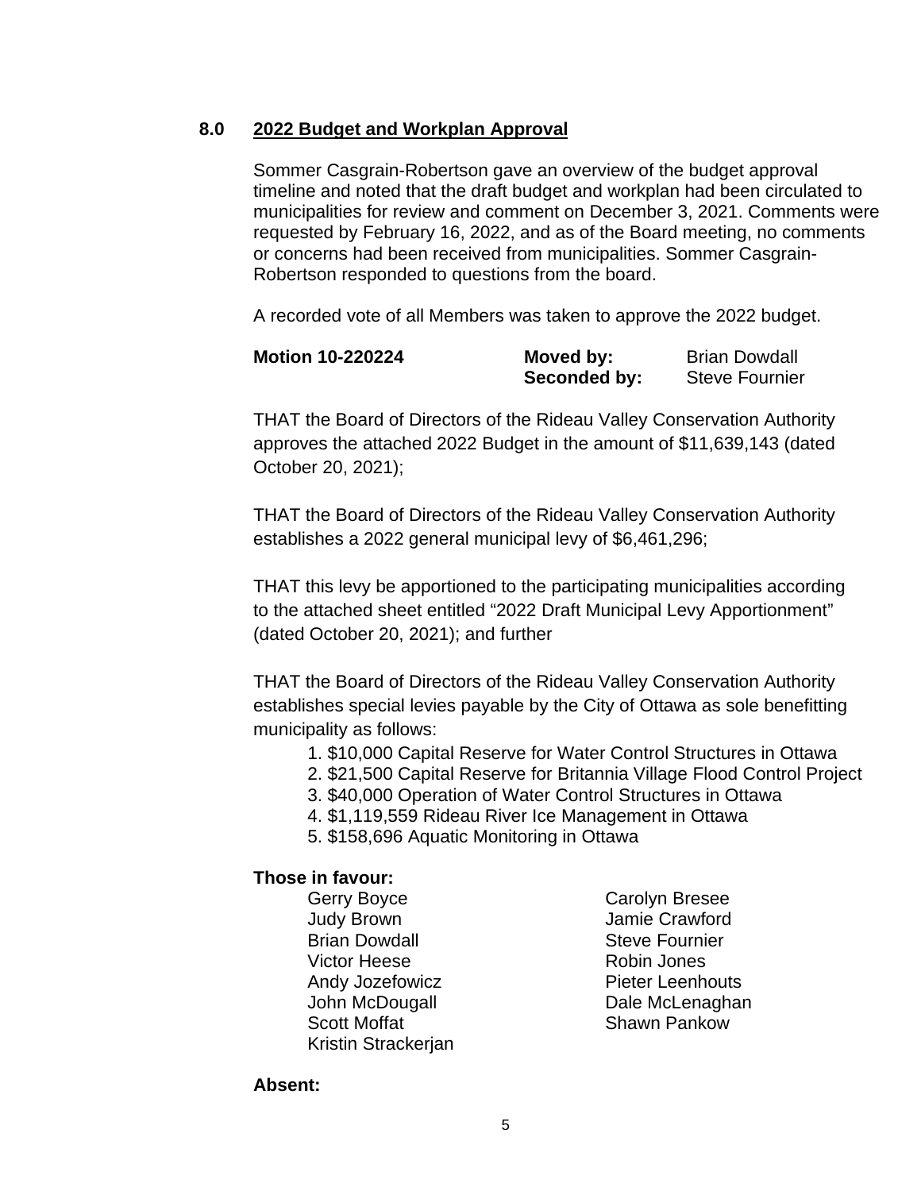## 8.0 2022 Budget and Workplan Approval

Sommer Casgrain-Robertson gave an overview of the budget approval timeline and noted that the draft budget and workplan had been circulated to municipalities for review and comment on December 3, 2021. Comments were requested by February 16, 2022, and as of the Board meeting, no comments or concerns had been received from municipalities. Sommer Casgrain-Robertson responded to questions from the board.

A recorded vote of all Members was taken to approve the 2022 budget.

**Motion 10-220224** **Moved by:** Brian Dowdall
**Seconded by:** Steve Fournier

THAT the Board of Directors of the Rideau Valley Conservation Authority approves the attached 2022 Budget in the amount of $11,639,143 (dated October 20, 2021);

THAT the Board of Directors of the Rideau Valley Conservation Authority establishes a 2022 general municipal levy of $6,461,296;

THAT this levy be apportioned to the participating municipalities according to the attached sheet entitled "2022 Draft Municipal Levy Apportionment" (dated October 20, 2021); and further

THAT the Board of Directors of the Rideau Valley Conservation Authority establishes special levies payable by the City of Ottawa as sole benefitting municipality as follows:

1. $10,000 Capital Reserve for Water Control Structures in Ottawa
2. $21,500 Capital Reserve for Britannia Village Flood Control Project
3. $40,000 Operation of Water Control Structures in Ottawa
4. $1,119,559 Rideau River Ice Management in Ottawa
5. $158,696 Aquatic Monitoring in Ottawa

**Those in favour:**

Gerry Boyce
Judy Brown
Brian Dowdall
Victor Heese
Andy Jozefowicz
John McDougall
Scott Moffat
Kristin Strackerjan
Carolyn Bresee
Jamie Crawford
Steve Fournier
Robin Jones
Pieter Leenhouts
Dale McLenaghan
Shawn Pankow

**Absent:**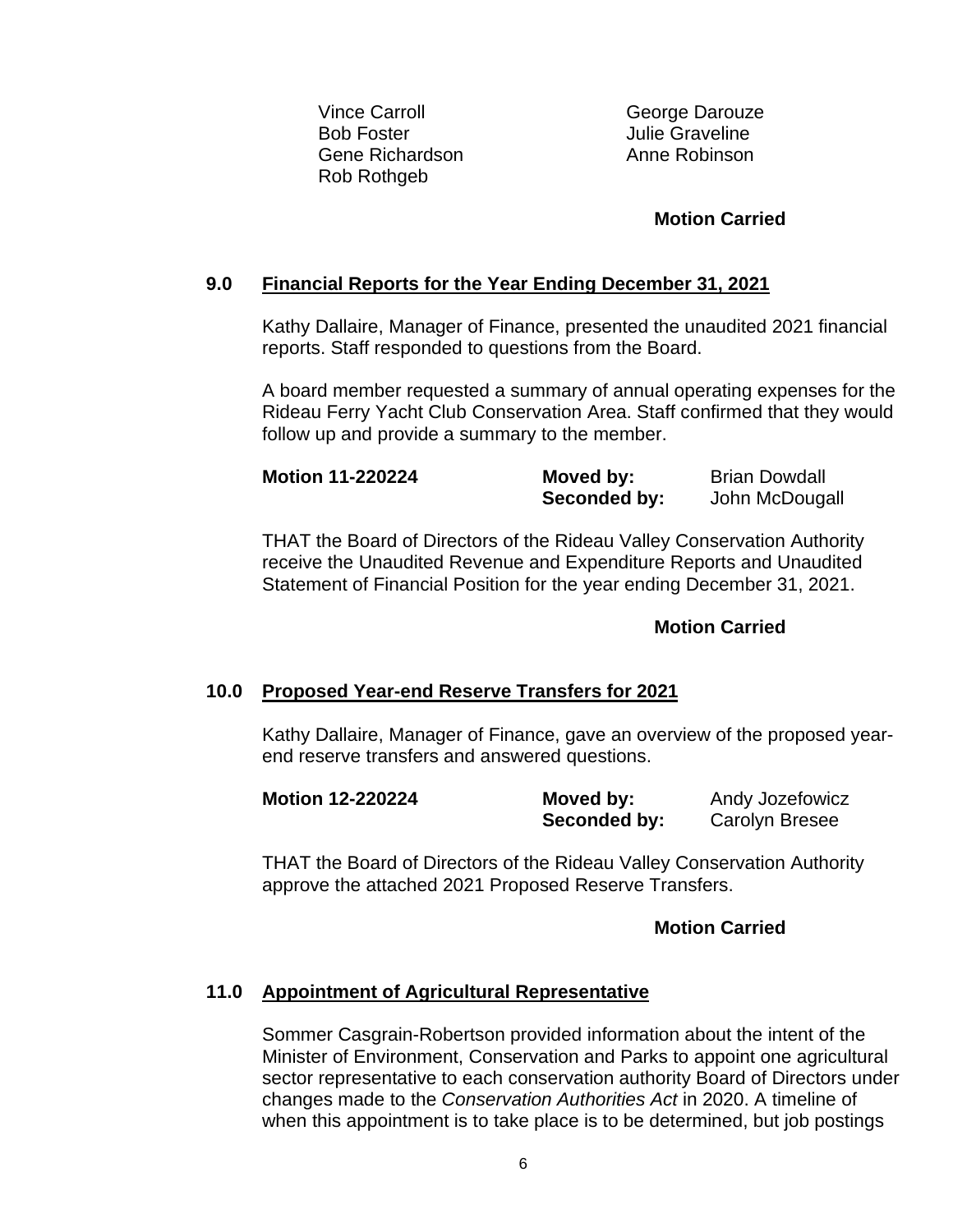Vince Carroll
Bob Foster
Gene Richardson
Rob Rothgeb

George Darouze
Julie Graveline
Anne Robinson

**Motion Carried**

## 9.0 Financial Reports for the Year Ending December 31, 2021

Kathy Dallaire, Manager of Finance, presented the unaudited 2021 financial reports. Staff responded to questions from the Board.

A board member requested a summary of annual operating expenses for the Rideau Ferry Yacht Club Conservation Area. Staff confirmed that they would follow up and provide a summary to the member.

| **Motion 11-220224** | **Moved by:** | Brian Dowdall |
|---|---|---|
| | **Seconded by:** | John McDougall |

THAT the Board of Directors of the Rideau Valley Conservation Authority receive the Unaudited Revenue and Expenditure Reports and Unaudited Statement of Financial Position for the year ending December 31, 2021.

**Motion Carried**

## 10.0 Proposed Year-end Reserve Transfers for 2021

Kathy Dallaire, Manager of Finance, gave an overview of the proposed year-end reserve transfers and answered questions.

| **Motion 12-220224** | **Moved by:** | Andy Jozefowicz |
|---|---|---|
| | **Seconded by:** | Carolyn Bresee |

THAT the Board of Directors of the Rideau Valley Conservation Authority approve the attached 2021 Proposed Reserve Transfers.

**Motion Carried**

## 11.0 Appointment of Agricultural Representative

Sommer Casgrain-Robertson provided information about the intent of the Minister of Environment, Conservation and Parks to appoint one agricultural sector representative to each conservation authority Board of Directors under changes made to the *Conservation Authorities Act* in 2020. A timeline of when this appointment is to take place is to be determined, but job postings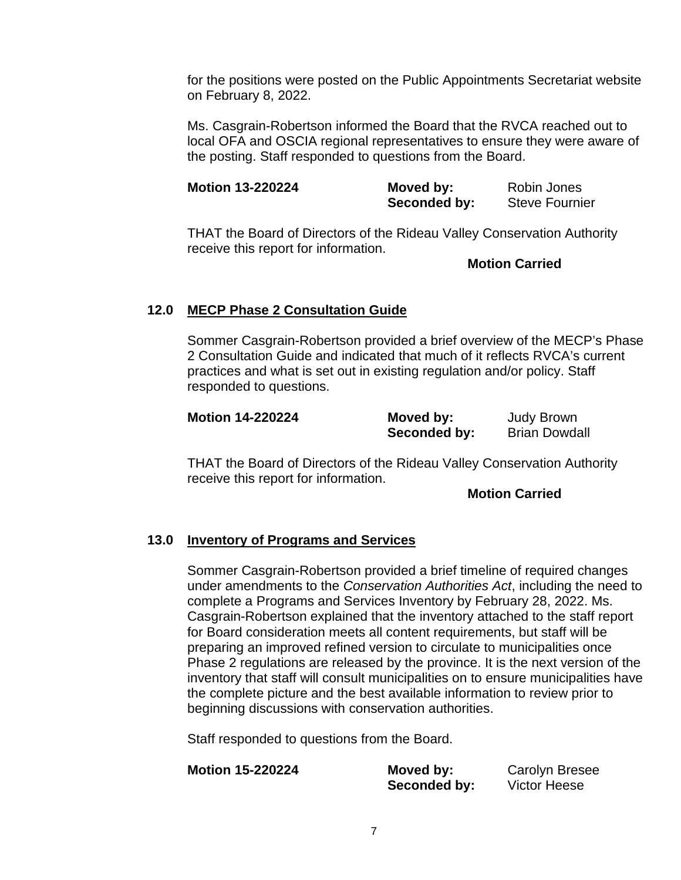for the positions were posted on the Public Appointments Secretariat website on February 8, 2022.

Ms. Casgrain-Robertson informed the Board that the RVCA reached out to local OFA and OSCIA regional representatives to ensure they were aware of the posting. Staff responded to questions from the Board.

| **Motion 13-220224** | **Moved by:** | Robin Jones |
|---|---|---|
| | **Seconded by:** | Steve Fournier |

THAT the Board of Directors of the Rideau Valley Conservation Authority receive this report for information.

**Motion Carried**

## 12.0 MECP Phase 2 Consultation Guide

Sommer Casgrain-Robertson provided a brief overview of the MECP's Phase 2 Consultation Guide and indicated that much of it reflects RVCA's current practices and what is set out in existing regulation and/or policy. Staff responded to questions.

| **Motion 14-220224** | **Moved by:** | Judy Brown |
|---|---|---|
| | **Seconded by:** | Brian Dowdall |

THAT the Board of Directors of the Rideau Valley Conservation Authority receive this report for information.

**Motion Carried**

## 13.0 Inventory of Programs and Services

Sommer Casgrain-Robertson provided a brief timeline of required changes under amendments to the *Conservation Authorities Act*, including the need to complete a Programs and Services Inventory by February 28, 2022. Ms. Casgrain-Robertson explained that the inventory attached to the staff report for Board consideration meets all content requirements, but staff will be preparing an improved refined version to circulate to municipalities once Phase 2 regulations are released by the province. It is the next version of the inventory that staff will consult municipalities on to ensure municipalities have the complete picture and the best available information to review prior to beginning discussions with conservation authorities.

Staff responded to questions from the Board.

| **Motion 15-220224** | **Moved by:** | Carolyn Bresee |
|---|---|---|
| | **Seconded by:** | Victor Heese |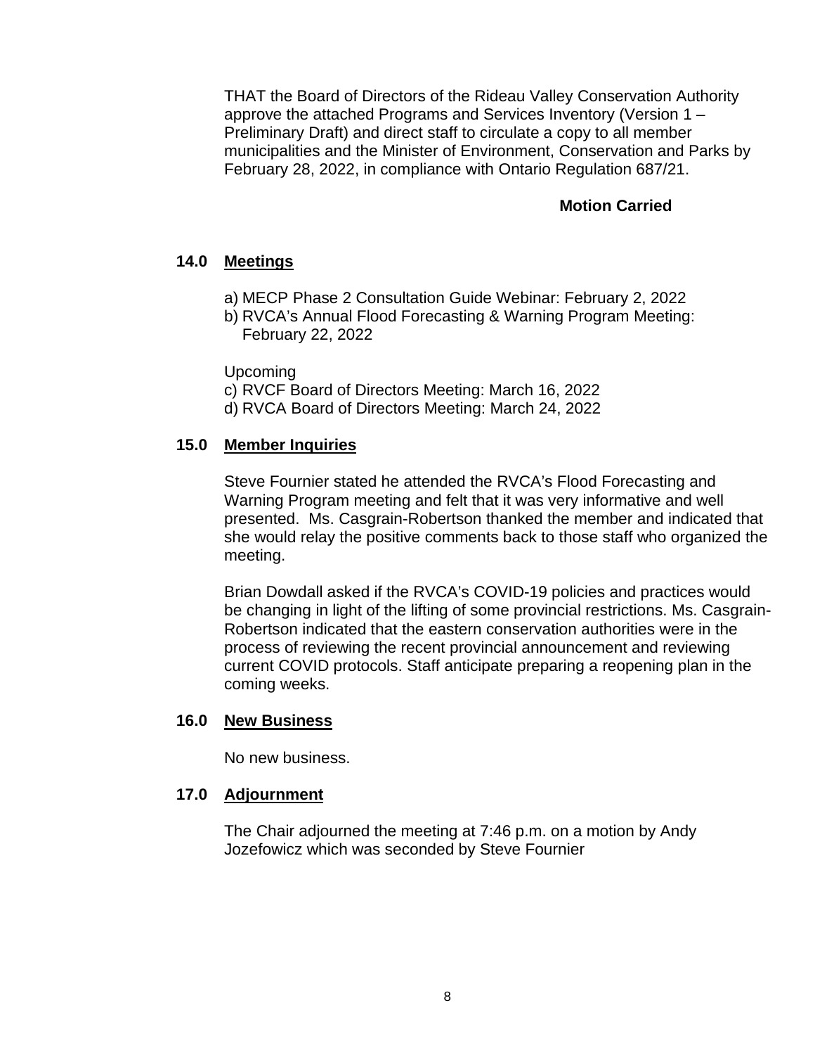THAT the Board of Directors of the Rideau Valley Conservation Authority approve the attached Programs and Services Inventory (Version 1 – Preliminary Draft) and direct staff to circulate a copy to all member municipalities and the Minister of Environment, Conservation and Parks by February 28, 2022, in compliance with Ontario Regulation 687/21.

**Motion Carried**

## 14.0 Meetings

a) MECP Phase 2 Consultation Guide Webinar: February 2, 2022
b) RVCA's Annual Flood Forecasting & Warning Program Meeting: February 22, 2022

Upcoming
c) RVCF Board of Directors Meeting: March 16, 2022
d) RVCA Board of Directors Meeting: March 24, 2022

## 15.0 Member Inquiries

Steve Fournier stated he attended the RVCA's Flood Forecasting and Warning Program meeting and felt that it was very informative and well presented. Ms. Casgrain-Robertson thanked the member and indicated that she would relay the positive comments back to those staff who organized the meeting.

Brian Dowdall asked if the RVCA's COVID-19 policies and practices would be changing in light of the lifting of some provincial restrictions. Ms. Casgrain-Robertson indicated that the eastern conservation authorities were in the process of reviewing the recent provincial announcement and reviewing current COVID protocols. Staff anticipate preparing a reopening plan in the coming weeks.

## 16.0 New Business

No new business.

## 17.0 Adjournment

The Chair adjourned the meeting at 7:46 p.m. on a motion by Andy Jozefowicz which was seconded by Steve Fournier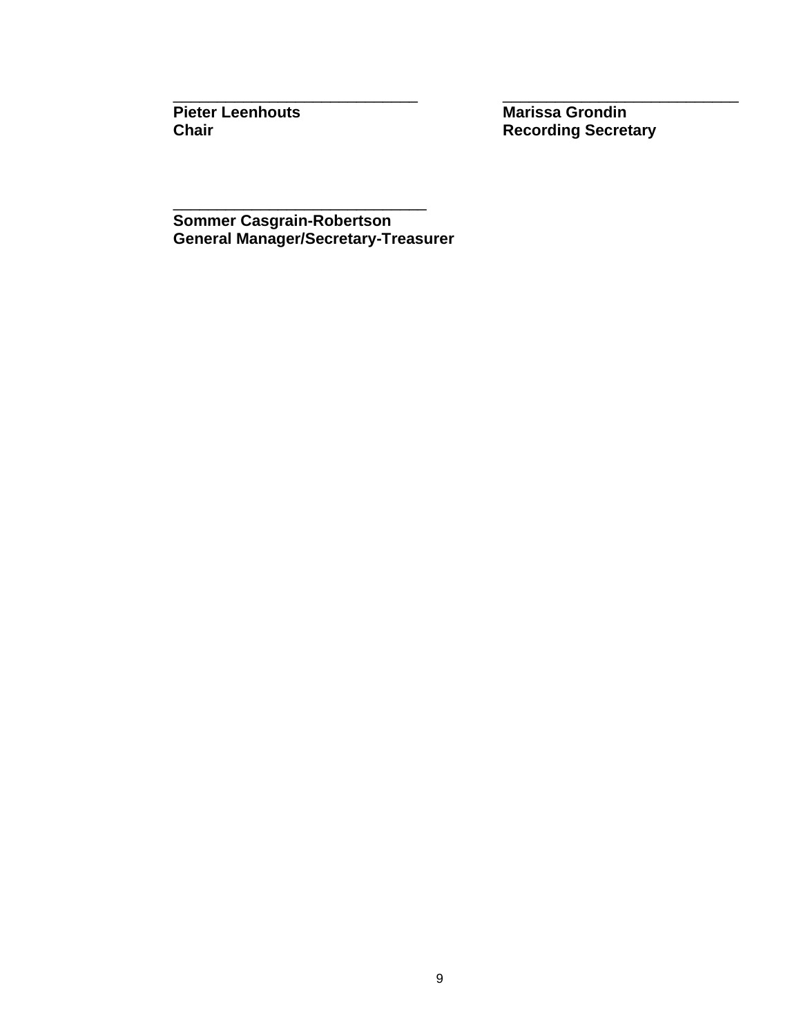_____________________________ _____________________________

**Pieter Leenhouts**
**Chair**

**Marissa Grondin**
**Recording Secretary**

_____________________________

**Sommer Casgrain-Robertson**
**General Manager/Secretary-Treasurer**